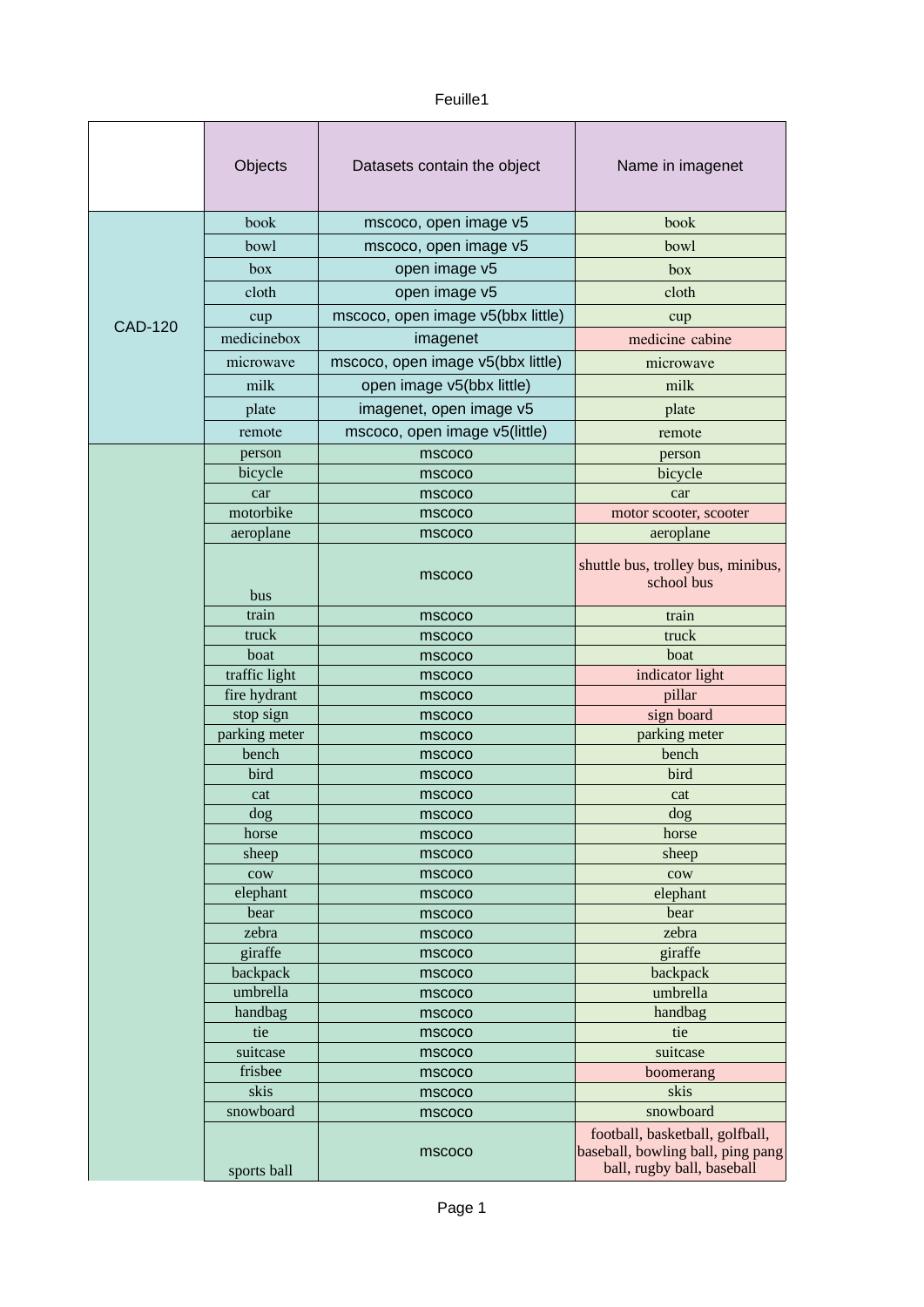Feuille1

| | Objects | Datasets contain the object | Name in imagenet |
|---|---|---|---|
| CAD-120 | book | mscoco, open image v5 | book |
| | bowl | mscoco, open image v5 | bowl |
| | box | open image v5 | box |
| | cloth | open image v5 | cloth |
| | cup | mscoco, open image v5(bbx little) | cup |
| | medicinebox | imagenet | medicine cabine |
| | microwave | mscoco, open image v5(bbx little) | microwave |
| | milk | open image v5(bbx little) | milk |
| | plate | imagenet, open image v5 | plate |
| | remote | mscoco, open image v5(little) | remote |
| | person | mscoco | person |
| | bicycle | mscoco | bicycle |
| | car | mscoco | car |
| | motorbike | mscoco | motor scooter, scooter |
| | aeroplane | mscoco | aeroplane |
| | bus | mscoco | shuttle bus, trolley bus, minibus, school bus |
| | train | mscoco | train |
| | truck | mscoco | truck |
| | boat | mscoco | boat |
| | traffic light | mscoco | indicator light |
| | fire hydrant | mscoco | pillar |
| | stop sign | mscoco | sign board |
| | parking meter | mscoco | parking meter |
| | bench | mscoco | bench |
| | bird | mscoco | bird |
| | cat | mscoco | cat |
| | dog | mscoco | dog |
| | horse | mscoco | horse |
| | sheep | mscoco | sheep |
| | cow | mscoco | cow |
| | elephant | mscoco | elephant |
| | bear | mscoco | bear |
| | zebra | mscoco | zebra |
| | giraffe | mscoco | giraffe |
| | backpack | mscoco | backpack |
| | umbrella | mscoco | umbrella |
| | handbag | mscoco | handbag |
| | tie | mscoco | tie |
| | suitcase | mscoco | suitcase |
| | frisbee | mscoco | boomerang |
| | skis | mscoco | skis |
| | snowboard | mscoco | snowboard |
| | sports ball | mscoco | football, basketball, golfball, baseball, bowling ball, ping pang ball, rugby ball, baseball |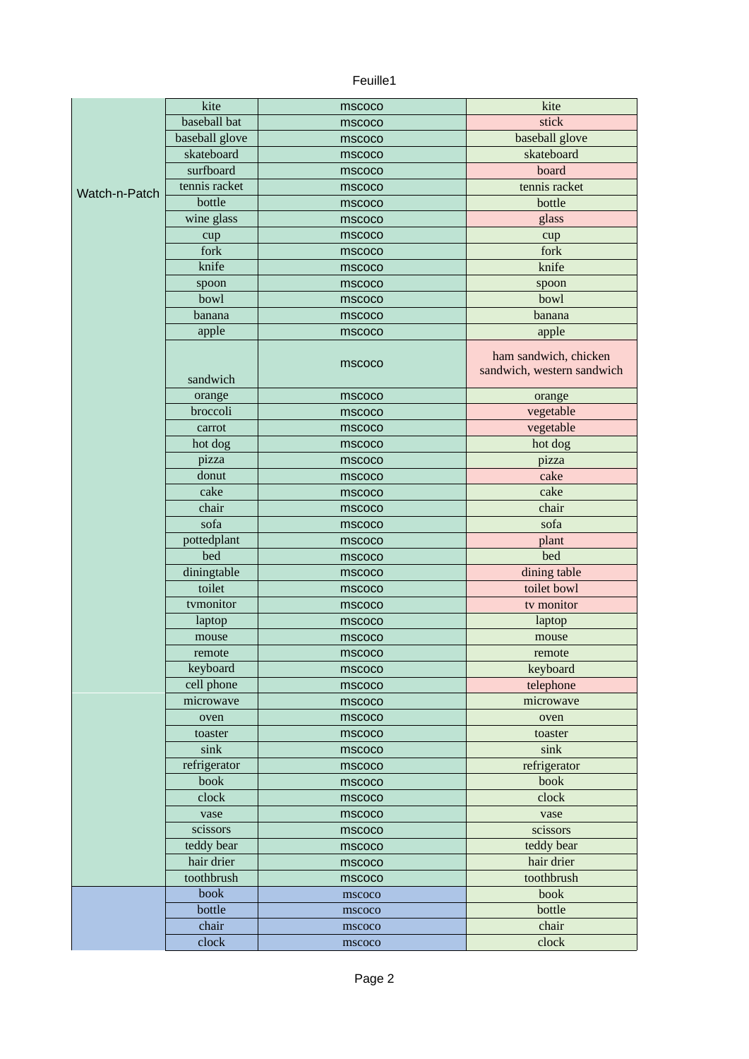| | | | |
|---|---|---|---|
| Watch-n-Patch | kite | mscoco | kite |
| | baseball bat | mscoco | stick |
| | baseball glove | mscoco | baseball glove |
| | skateboard | mscoco | skateboard |
| | surfboard | mscoco | board |
| | tennis racket | mscoco | tennis racket |
| | bottle | mscoco | bottle |
| | wine glass | mscoco | glass |
| | cup | mscoco | cup |
| | fork | mscoco | fork |
| | knife | mscoco | knife |
| | spoon | mscoco | spoon |
| | bowl | mscoco | bowl |
| | banana | mscoco | banana |
| | apple | mscoco | apple |
| | sandwich | mscoco | ham sandwich, chicken sandwich, western sandwich |
| | orange | mscoco | orange |
| | broccoli | mscoco | vegetable |
| | carrot | mscoco | vegetable |
| | hot dog | mscoco | hot dog |
| | pizza | mscoco | pizza |
| | donut | mscoco | cake |
| | cake | mscoco | cake |
| | chair | mscoco | chair |
| | sofa | mscoco | sofa |
| | pottedplant | mscoco | plant |
| | bed | mscoco | bed |
| | diningtable | mscoco | dining table |
| | toilet | mscoco | toilet bowl |
| | tvmonitor | mscoco | tv monitor |
| | laptop | mscoco | laptop |
| | mouse | mscoco | mouse |
| | remote | mscoco | remote |
| | keyboard | mscoco | keyboard |
| | cell phone | mscoco | telephone |
| | microwave | mscoco | microwave |
| | oven | mscoco | oven |
| | toaster | mscoco | toaster |
| | sink | mscoco | sink |
| | refrigerator | mscoco | refrigerator |
| | book | mscoco | book |
| | clock | mscoco | clock |
| | vase | mscoco | vase |
| | scissors | mscoco | scissors |
| | teddy bear | mscoco | teddy bear |
| | hair drier | mscoco | hair drier |
| | toothbrush | mscoco | toothbrush |
| | book | mscoco | book |
| | bottle | mscoco | bottle |
| | chair | mscoco | chair |
| | clock | mscoco | clock |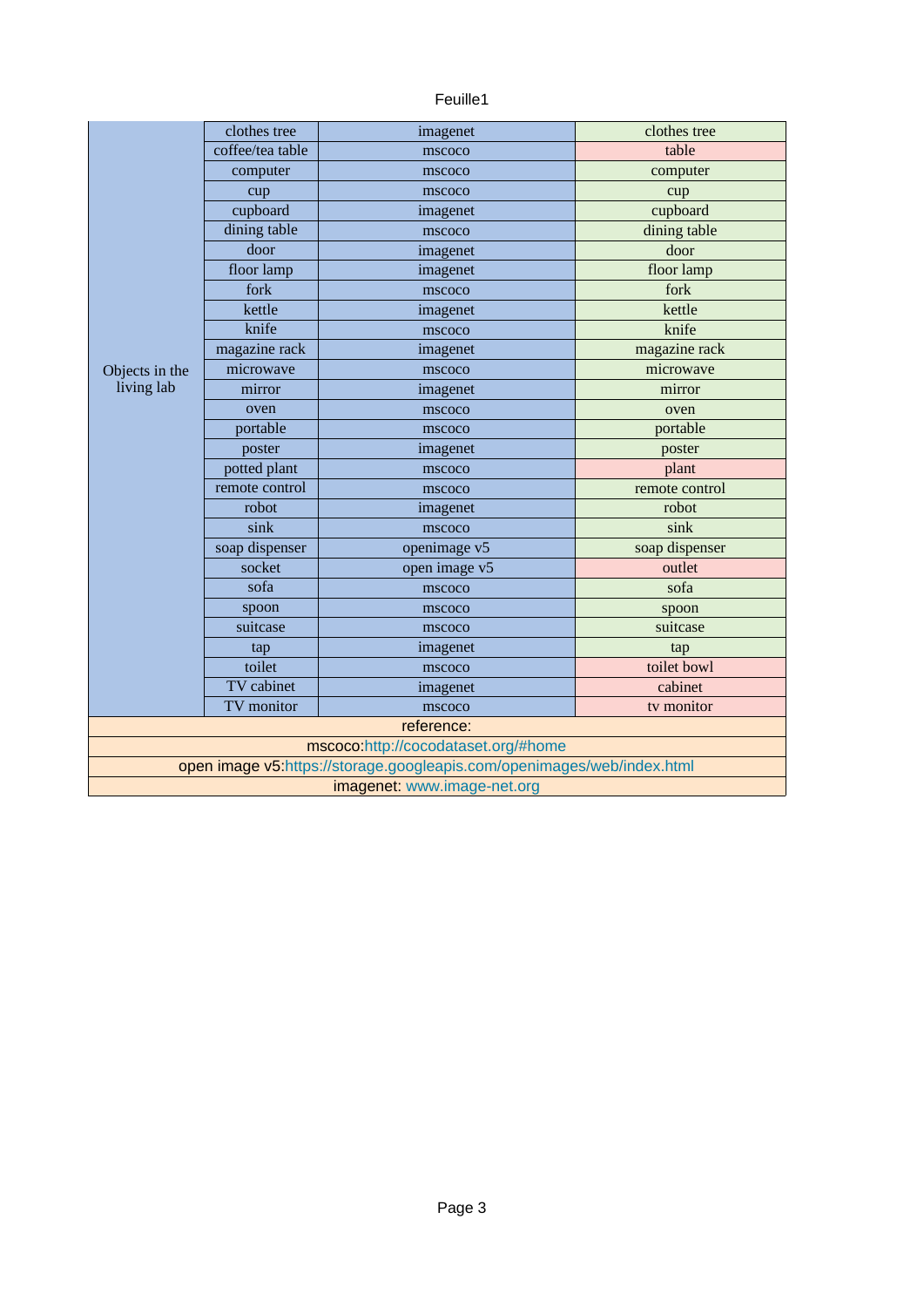| | | | |
|---|---|---|---|
| Objects in the living lab | clothes tree | imagenet | clothes tree |
| | coffee/tea table | mscoco | table |
| | computer | mscoco | computer |
| | cup | mscoco | cup |
| | cupboard | imagenet | cupboard |
| | dining table | mscoco | dining table |
| | door | imagenet | door |
| | floor lamp | imagenet | floor lamp |
| | fork | mscoco | fork |
| | kettle | imagenet | kettle |
| | knife | mscoco | knife |
| | magazine rack | imagenet | magazine rack |
| | microwave | mscoco | microwave |
| | mirror | imagenet | mirror |
| | oven | mscoco | oven |
| | portable | mscoco | portable |
| | poster | imagenet | poster |
| | potted plant | mscoco | plant |
| | remote control | mscoco | remote control |
| | robot | imagenet | robot |
| | sink | mscoco | sink |
| | soap dispenser | openimage v5 | soap dispenser |
| | socket | open image v5 | outlet |
| | sofa | mscoco | sofa |
| | spoon | mscoco | spoon |
| | suitcase | mscoco | suitcase |
| | tap | imagenet | tap |
| | toilet | mscoco | toilet bowl |
| | TV cabinet | imagenet | cabinet |
| | TV monitor | mscoco | tv monitor |

reference:

mscoco:http://cocodataset.org/#home

open image v5:https://storage.googleapis.com/openimages/web/index.html

imagenet: www.image-net.org